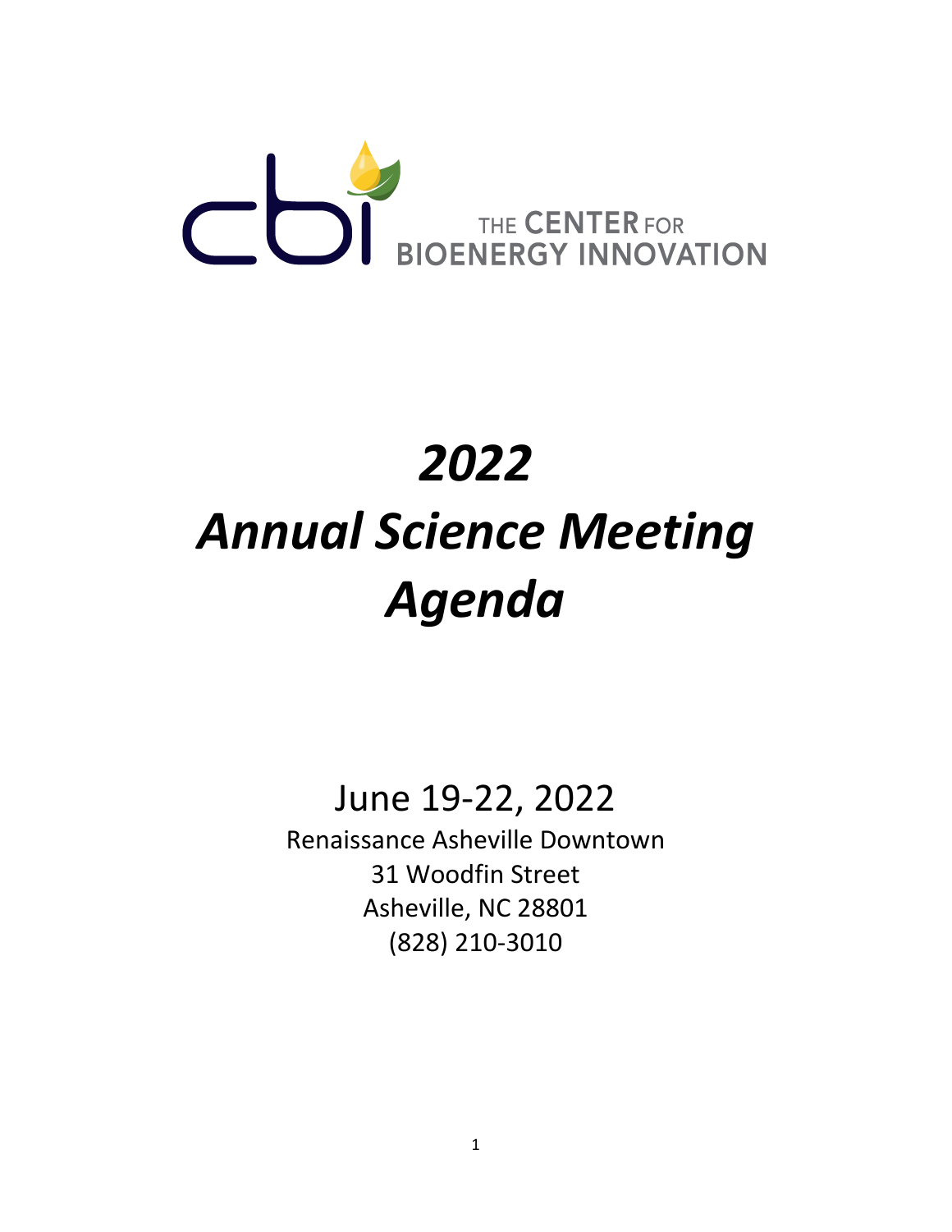cbi THE CENTER FOR BIOENERGY INNOVATION

# *2022*
# *Annual Science Meeting*
# *Agenda*

June 19-22, 2022

Renaissance Asheville Downtown
31 Woodfin Street
Asheville, NC 28801
(828) 210-3010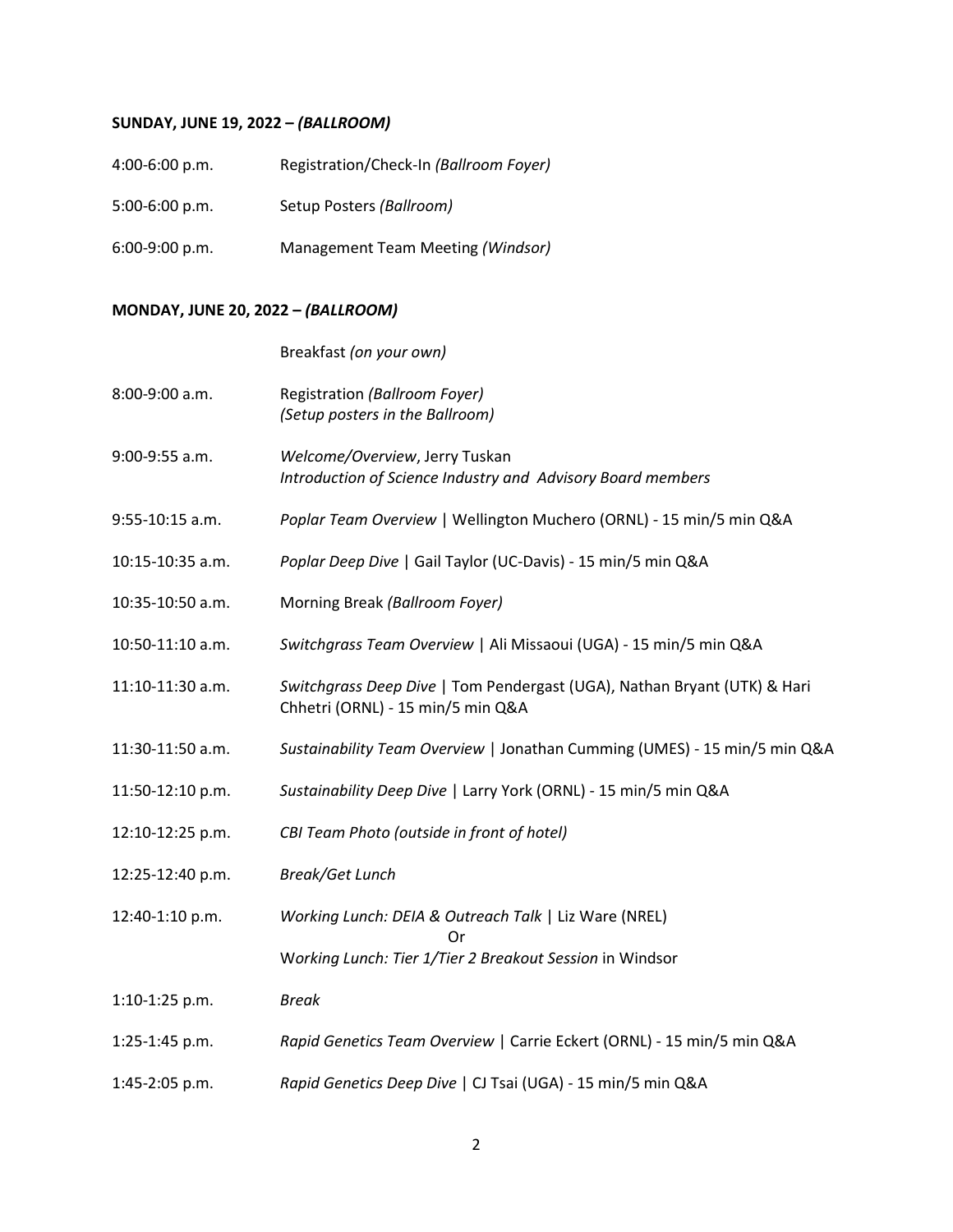**SUNDAY, JUNE 19, 2022 – *(BALLROOM)***

| | |
|---|---|
| 4:00-6:00 p.m. | Registration/Check-In *(Ballroom Foyer)* |
| 5:00-6:00 p.m. | Setup Posters *(Ballroom)* |
| 6:00-9:00 p.m. | Management Team Meeting *(Windsor)* |

**MONDAY, JUNE 20, 2022 – *(BALLROOM)***

| | |
|---|---|
| | Breakfast *(on your own)* |
| 8:00-9:00 a.m. | Registration *(Ballroom Foyer)* *(Setup posters in the Ballroom)* |
| 9:00-9:55 a.m. | *Welcome/Overview*, Jerry Tuskan *Introduction of Science Industry and Advisory Board members* |
| 9:55-10:15 a.m. | *Poplar Team Overview* \| Wellington Muchero (ORNL) - 15 min/5 min Q&A |
| 10:15-10:35 a.m. | *Poplar Deep Dive* \| Gail Taylor (UC-Davis) - 15 min/5 min Q&A |
| 10:35-10:50 a.m. | Morning Break *(Ballroom Foyer)* |
| 10:50-11:10 a.m. | *Switchgrass Team Overview* \| Ali Missaoui (UGA) - 15 min/5 min Q&A |
| 11:10-11:30 a.m. | *Switchgrass Deep Dive* \| Tom Pendergast (UGA), Nathan Bryant (UTK) & Hari Chhetri (ORNL) - 15 min/5 min Q&A |
| 11:30-11:50 a.m. | *Sustainability Team Overview* \| Jonathan Cumming (UMES) - 15 min/5 min Q&A |
| 11:50-12:10 p.m. | *Sustainability Deep Dive* \| Larry York (ORNL) - 15 min/5 min Q&A |
| 12:10-12:25 p.m. | *CBI Team Photo (outside in front of hotel)* |
| 12:25-12:40 p.m. | *Break/Get Lunch* |
| 12:40-1:10 p.m. | *Working Lunch: DEIA & Outreach Talk* \| Liz Ware (NREL) Or *Working Lunch: Tier 1/Tier 2 Breakout Session* in Windsor |
| 1:10-1:25 p.m. | *Break* |
| 1:25-1:45 p.m. | *Rapid Genetics Team Overview* \| Carrie Eckert (ORNL) - 15 min/5 min Q&A |
| 1:45-2:05 p.m. | *Rapid Genetics Deep Dive* \| CJ Tsai (UGA) - 15 min/5 min Q&A |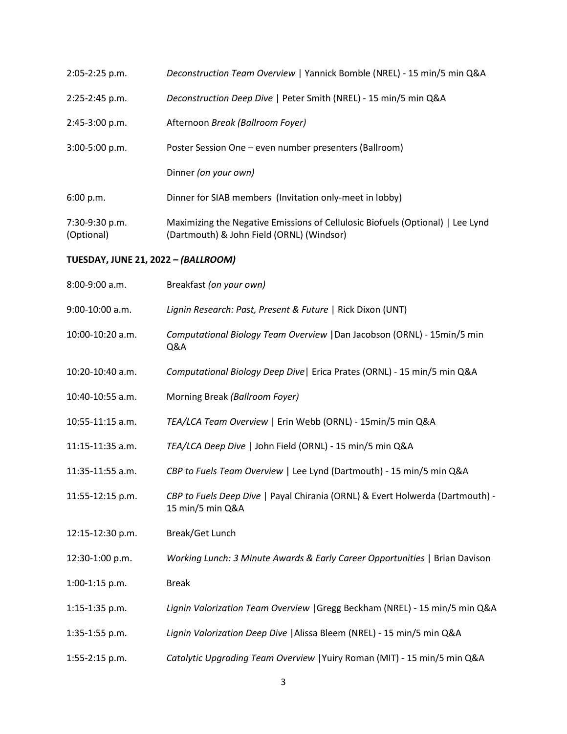| | |
|---|---|
| 2:05-2:25 p.m. | *Deconstruction Team Overview* \| Yannick Bomble (NREL) - 15 min/5 min Q&A |
| 2:25-2:45 p.m. | *Deconstruction Deep Dive* \| Peter Smith (NREL) - 15 min/5 min Q&A |
| 2:45-3:00 p.m. | Afternoon *Break (Ballroom Foyer)* |
| 3:00-5:00 p.m. | Poster Session One – even number presenters (Ballroom) |
| | Dinner *(on your own)* |
| 6:00 p.m. | Dinner for SIAB members (Invitation only-meet in lobby) |
| 7:30-9:30 p.m. (Optional) | Maximizing the Negative Emissions of Cellulosic Biofuels (Optional) \| Lee Lynd (Dartmouth) & John Field (ORNL) (Windsor) |

**TUESDAY, JUNE 21, 2022 – *(BALLROOM)***

| | |
|---|---|
| 8:00-9:00 a.m. | Breakfast *(on your own)* |
| 9:00-10:00 a.m. | *Lignin Research: Past, Present & Future* \| Rick Dixon (UNT) |
| 10:00-10:20 a.m. | *Computational Biology Team Overview* \|Dan Jacobson (ORNL) - 15min/5 min Q&A |
| 10:20-10:40 a.m. | *Computational Biology Deep Dive*\| Erica Prates (ORNL) - 15 min/5 min Q&A |
| 10:40-10:55 a.m. | Morning Break *(Ballroom Foyer)* |
| 10:55-11:15 a.m. | *TEA/LCA Team Overview* \| Erin Webb (ORNL) - 15min/5 min Q&A |
| 11:15-11:35 a.m. | *TEA/LCA Deep Dive* \| John Field (ORNL) - 15 min/5 min Q&A |
| 11:35-11:55 a.m. | *CBP to Fuels Team Overview* \| Lee Lynd (Dartmouth) - 15 min/5 min Q&A |
| 11:55-12:15 p.m. | *CBP to Fuels Deep Dive* \| Payal Chirania (ORNL) & Evert Holwerda (Dartmouth) - 15 min/5 min Q&A |
| 12:15-12:30 p.m. | Break/Get Lunch |
| 12:30-1:00 p.m. | *Working Lunch: 3 Minute Awards & Early Career Opportunities* \| Brian Davison |
| 1:00-1:15 p.m. | Break |
| 1:15-1:35 p.m. | *Lignin Valorization Team Overview* \|Gregg Beckham (NREL) - 15 min/5 min Q&A |
| 1:35-1:55 p.m. | *Lignin Valorization Deep Dive* \|Alissa Bleem (NREL) - 15 min/5 min Q&A |
| 1:55-2:15 p.m. | *Catalytic Upgrading Team Overview* \|Yuiry Roman (MIT) - 15 min/5 min Q&A |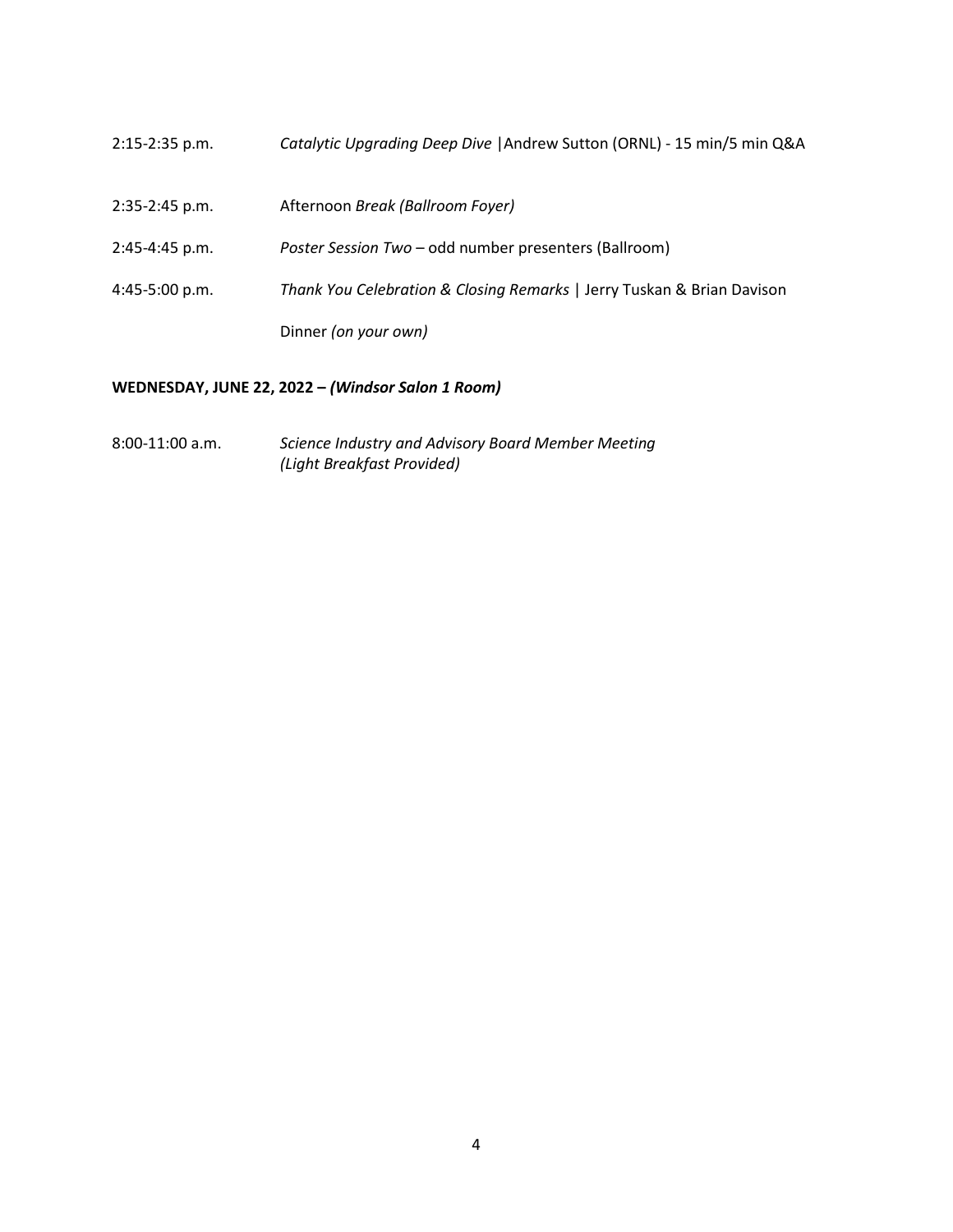2:15-2:35 p.m. *Catalytic Upgrading Deep Dive* |Andrew Sutton (ORNL) - 15 min/5 min Q&A

2:35-2:45 p.m. Afternoon *Break (Ballroom Foyer)*

2:45-4:45 p.m. *Poster Session Two* – odd number presenters (Ballroom)

4:45-5:00 p.m. *Thank You Celebration & Closing Remarks* | Jerry Tuskan & Brian Davison

Dinner *(on your own)*

**WEDNESDAY, JUNE 22, 2022 – *(Windsor Salon 1 Room)***

8:00-11:00 a.m. *Science Industry and Advisory Board Member Meeting*
*(Light Breakfast Provided)*